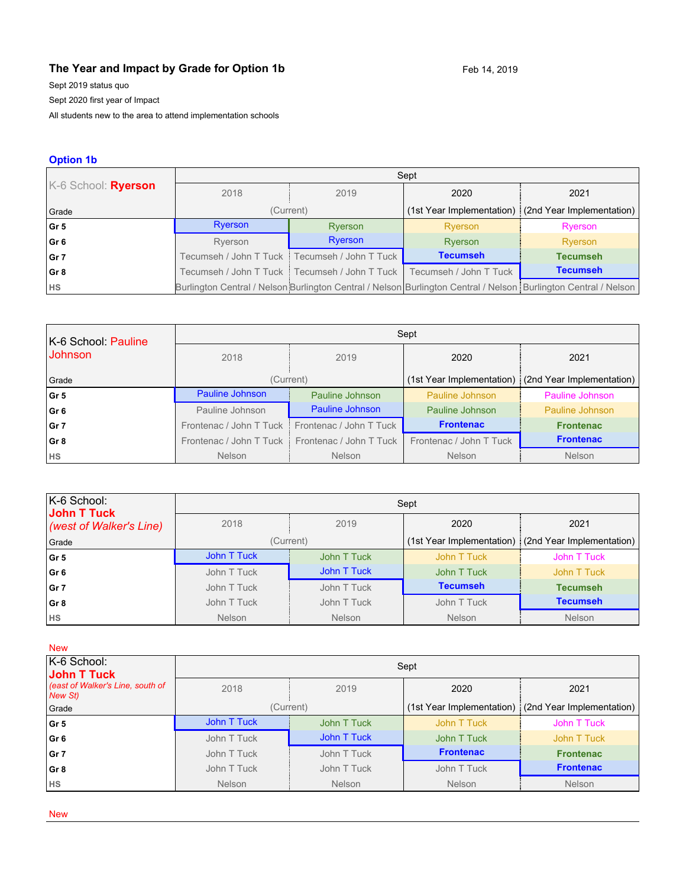## The Year and Impact by Grade for Option 1b

Feb 14, 2019

Sept 2019 status quo

Sept 2020 first year of Impact

All students new to the area to attend implementation schools

### Option 1b

| K-6 School: **Ryerson** | Sept | | | |
|---|---|---|---|---|
| | 2018 | 2019 | 2020 | 2021 |
| Grade | (Current) | | (1st Year Implementation) | (2nd Year Implementation) |
| **Gr 5** | Ryerson | Ryerson | Ryerson | Ryerson |
| **Gr 6** | Ryerson | Ryerson | Ryerson | Ryerson |
| **Gr 7** | Tecumseh / John T Tuck | Tecumseh / John T Tuck | **Tecumseh** | **Tecumseh** |
| **Gr 8** | Tecumseh / John T Tuck | Tecumseh / John T Tuck | Tecumseh / John T Tuck | **Tecumseh** |
| **HS** | Burlington Central / Nelson | Burlington Central / Nelson | Burlington Central / Nelson | Burlington Central / Nelson |

| K-6 School: Pauline Johnson | Sept | | | |
|---|---|---|---|---|
| | 2018 | 2019 | 2020 | 2021 |
| Grade | (Current) | | (1st Year Implementation) | (2nd Year Implementation) |
| **Gr 5** | Pauline Johnson | Pauline Johnson | Pauline Johnson | Pauline Johnson |
| **Gr 6** | Pauline Johnson | Pauline Johnson | Pauline Johnson | Pauline Johnson |
| **Gr 7** | Frontenac / John T Tuck | Frontenac / John T Tuck | **Frontenac** | **Frontenac** |
| **Gr 8** | Frontenac / John T Tuck | Frontenac / John T Tuck | Frontenac / John T Tuck | **Frontenac** |
| **HS** | Nelson | Nelson | Nelson | Nelson |

| K-6 School: **John T Tuck** *(west of Walker's Line)* | Sept | | | |
|---|---|---|---|---|
| | 2018 | 2019 | 2020 | 2021 |
| Grade | (Current) | | (1st Year Implementation) | (2nd Year Implementation) |
| **Gr 5** | John T Tuck | John T Tuck | John T Tuck | John T Tuck |
| **Gr 6** | John T Tuck | John T Tuck | John T Tuck | John T Tuck |
| **Gr 7** | John T Tuck | John T Tuck | **Tecumseh** | **Tecumseh** |
| **Gr 8** | John T Tuck | John T Tuck | John T Tuck | **Tecumseh** |
| **HS** | Nelson | Nelson | Nelson | Nelson |

New

| K-6 School: **John T Tuck** *(east of Walker's Line, south of New St)* | Sept | | | |
|---|---|---|---|---|
| | 2018 | 2019 | 2020 | 2021 |
| Grade | (Current) | | (1st Year Implementation) | (2nd Year Implementation) |
| **Gr 5** | John T Tuck | John T Tuck | John T Tuck | John T Tuck |
| **Gr 6** | John T Tuck | John T Tuck | John T Tuck | John T Tuck |
| **Gr 7** | John T Tuck | John T Tuck | **Frontenac** | **Frontenac** |
| **Gr 8** | John T Tuck | John T Tuck | John T Tuck | **Frontenac** |
| **HS** | Nelson | Nelson | Nelson | Nelson |

New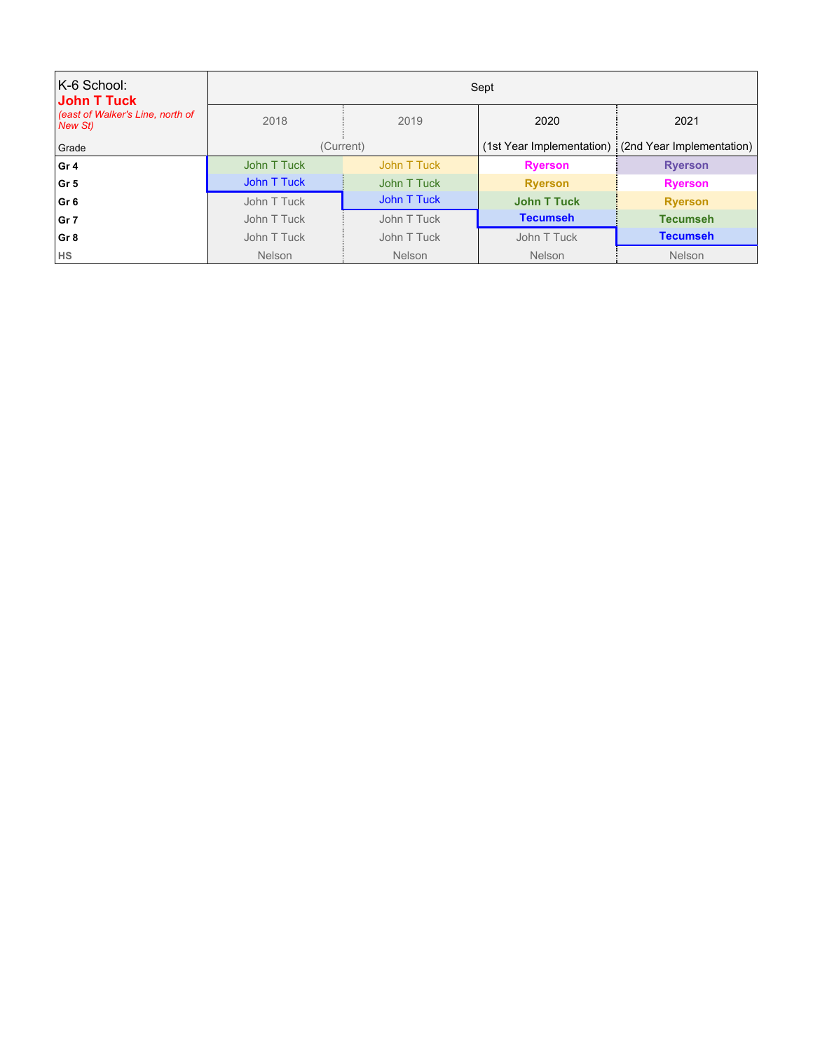| K-6 School: **John T Tuck** *(east of Walker's Line, north of New St)* | Sept | | | |
|---|---|---|---|---|
| | 2018 | 2019 | 2020 | 2021 |
| Grade | (Current) | | (1st Year Implementation) | (2nd Year Implementation) |
| **Gr 4** | John T Tuck | John T Tuck | **Ryerson** | **Ryerson** |
| **Gr 5** | John T Tuck | John T Tuck | **Ryerson** | **Ryerson** |
| **Gr 6** | John T Tuck | John T Tuck | **John T Tuck** | **Ryerson** |
| **Gr 7** | John T Tuck | John T Tuck | **Tecumseh** | **Tecumseh** |
| **Gr 8** | John T Tuck | John T Tuck | John T Tuck | **Tecumseh** |
| **HS** | Nelson | Nelson | Nelson | Nelson |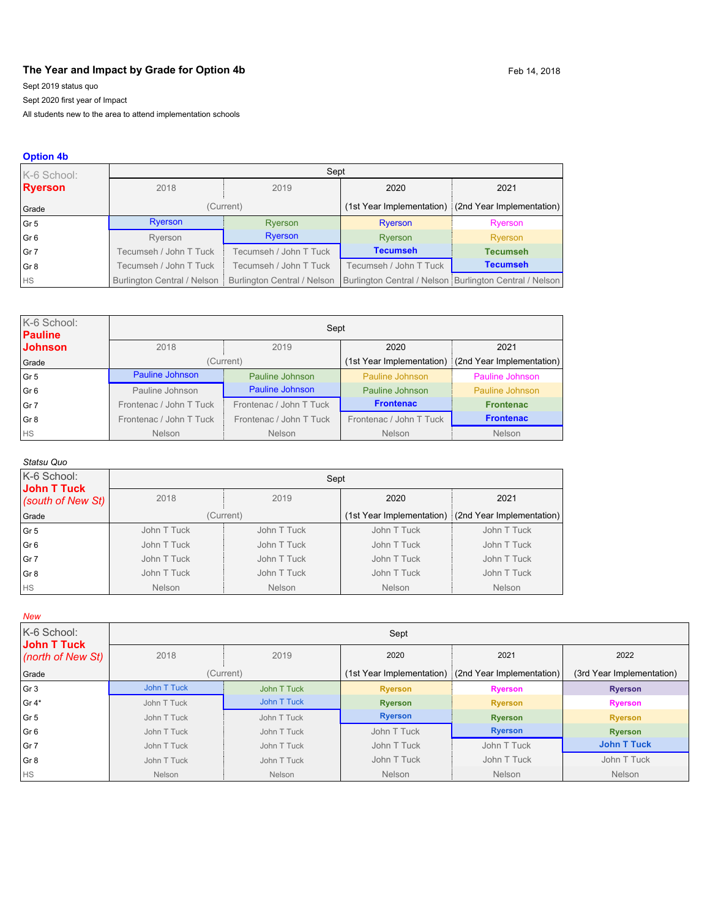## The Year and Impact by Grade for Option 4b

Feb 14, 2018

Sept 2019 status quo

Sept 2020 first year of Impact

All students new to the area to attend implementation schools

### Option 4b

| K-6 School: **Ryerson** | Sept | | | |
|---|---|---|---|---|
| | 2018 | 2019 | 2020 | 2021 |
| Grade | (Current) | | (1st Year Implementation) | (2nd Year Implementation) |
| Gr 5 | Ryerson | Ryerson | Ryerson | Ryerson |
| Gr 6 | Ryerson | Ryerson | Ryerson | Ryerson |
| Gr 7 | Tecumseh / John T Tuck | Tecumseh / John T Tuck | **Tecumseh** | **Tecumseh** |
| Gr 8 | Tecumseh / John T Tuck | Tecumseh / John T Tuck | Tecumseh / John T Tuck | **Tecumseh** |
| HS | Burlington Central / Nelson | Burlington Central / Nelson | Burlington Central / Nelson | Burlington Central / Nelson |

| K-6 School: **Pauline Johnson** | Sept | | | |
|---|---|---|---|---|
| | 2018 | 2019 | 2020 | 2021 |
| Grade | (Current) | | (1st Year Implementation) | (2nd Year Implementation) |
| Gr 5 | Pauline Johnson | Pauline Johnson | Pauline Johnson | Pauline Johnson |
| Gr 6 | Pauline Johnson | Pauline Johnson | Pauline Johnson | Pauline Johnson |
| Gr 7 | Frontenac / John T Tuck | Frontenac / John T Tuck | **Frontenac** | **Frontenac** |
| Gr 8 | Frontenac / John T Tuck | Frontenac / John T Tuck | Frontenac / John T Tuck | **Frontenac** |
| HS | Nelson | Nelson | Nelson | Nelson |

*Statsu Quo*

| K-6 School: **John T Tuck** *(south of New St)* | Sept | | | |
|---|---|---|---|---|
| | 2018 | 2019 | 2020 | 2021 |
| Grade | (Current) | | (1st Year Implementation) | (2nd Year Implementation) |
| Gr 5 | John T Tuck | John T Tuck | John T Tuck | John T Tuck |
| Gr 6 | John T Tuck | John T Tuck | John T Tuck | John T Tuck |
| Gr 7 | John T Tuck | John T Tuck | John T Tuck | John T Tuck |
| Gr 8 | John T Tuck | John T Tuck | John T Tuck | John T Tuck |
| HS | Nelson | Nelson | Nelson | Nelson |

*New*

| K-6 School: **John T Tuck** *(north of New St)* | Sept | | | | |
|---|---|---|---|---|---|
| | 2018 | 2019 | 2020 | 2021 | 2022 |
| Grade | (Current) | | (1st Year Implementation) | (2nd Year Implementation) | (3rd Year Implementation) |
| Gr 3 | John T Tuck | John T Tuck | **Ryerson** | **Ryerson** | **Ryerson** |
| Gr 4* | John T Tuck | John T Tuck | **Ryerson** | **Ryerson** | **Ryerson** |
| Gr 5 | John T Tuck | John T Tuck | **Ryerson** | **Ryerson** | **Ryerson** |
| Gr 6 | John T Tuck | John T Tuck | John T Tuck | **Ryerson** | **Ryerson** |
| Gr 7 | John T Tuck | John T Tuck | John T Tuck | John T Tuck | **John T Tuck** |
| Gr 8 | John T Tuck | John T Tuck | John T Tuck | John T Tuck | John T Tuck |
| HS | Nelson | Nelson | Nelson | Nelson | Nelson |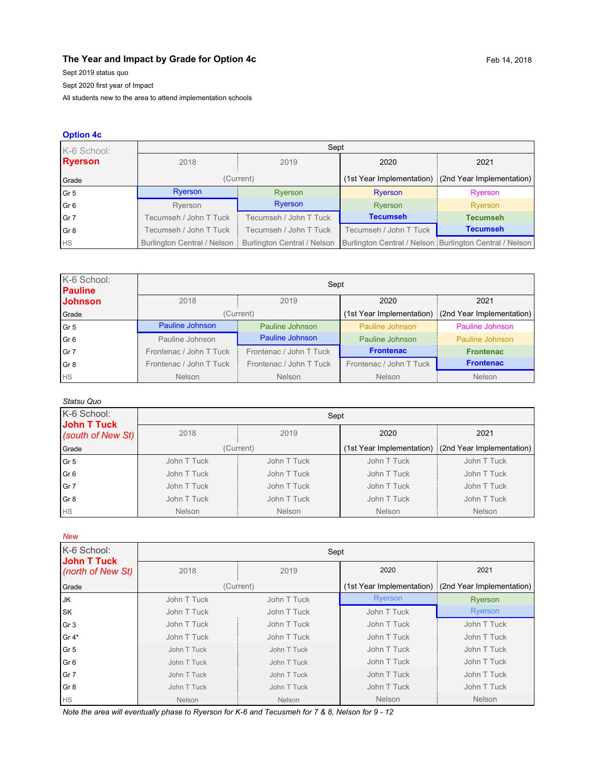# The Year and Impact by Grade for Option 4c

Feb 14, 2018

Sept 2019 status quo

Sept 2020 first year of Impact

All students new to the area to attend implementation schools

## Option 4c

| K-6 School: **Ryerson** | Sept | | | |
|---|---|---|---|---|
| | 2018 | 2019 | 2020 | 2021 |
| Grade | (Current) | | (1st Year Implementation) | (2nd Year Implementation) |
| Gr 5 | Ryerson | Ryerson | Ryerson | Ryerson |
| Gr 6 | Ryerson | Ryerson | Ryerson | Ryerson |
| Gr 7 | Tecumseh / John T Tuck | Tecumseh / John T Tuck | **Tecumseh** | **Tecumseh** |
| Gr 8 | Tecumseh / John T Tuck | Tecumseh / John T Tuck | Tecumseh / John T Tuck | **Tecumseh** |
| HS | Burlington Central / Nelson | Burlington Central / Nelson | Burlington Central / Nelson | Burlington Central / Nelson |

| K-6 School: **Pauline Johnson** | Sept | | | |
|---|---|---|---|---|
| | 2018 | 2019 | 2020 | 2021 |
| Grade | (Current) | | (1st Year Implementation) | (2nd Year Implementation) |
| Gr 5 | Pauline Johnson | Pauline Johnson | Pauline Johnson | Pauline Johnson |
| Gr 6 | Pauline Johnson | Pauline Johnson | Pauline Johnson | Pauline Johnson |
| Gr 7 | Frontenac / John T Tuck | Frontenac / John T Tuck | **Frontenac** | **Frontenac** |
| Gr 8 | Frontenac / John T Tuck | Frontenac / John T Tuck | Frontenac / John T Tuck | **Frontenac** |
| HS | Nelson | Nelson | Nelson | Nelson |

*Statsu Quo*

| K-6 School: **John T Tuck** *(south of New St)* | Sept | | | |
|---|---|---|---|---|
| | 2018 | 2019 | 2020 | 2021 |
| Grade | (Current) | | (1st Year Implementation) | (2nd Year Implementation) |
| Gr 5 | John T Tuck | John T Tuck | John T Tuck | John T Tuck |
| Gr 6 | John T Tuck | John T Tuck | John T Tuck | John T Tuck |
| Gr 7 | John T Tuck | John T Tuck | John T Tuck | John T Tuck |
| Gr 8 | John T Tuck | John T Tuck | John T Tuck | John T Tuck |
| HS | Nelson | Nelson | Nelson | Nelson |

*New*

| K-6 School: **John T Tuck** *(north of New St)* | Sept | | | |
|---|---|---|---|---|
| | 2018 | 2019 | 2020 | 2021 |
| Grade | (Current) | | (1st Year Implementation) | (2nd Year Implementation) |
| JK | John T Tuck | John T Tuck | Ryerson | Ryerson |
| SK | John T Tuck | John T Tuck | John T Tuck | Ryerson |
| Gr 3 | John T Tuck | John T Tuck | John T Tuck | John T Tuck |
| Gr 4* | John T Tuck | John T Tuck | John T Tuck | John T Tuck |
| Gr 5 | John T Tuck | John T Tuck | John T Tuck | John T Tuck |
| Gr 6 | John T Tuck | John T Tuck | John T Tuck | John T Tuck |
| Gr 7 | John T Tuck | John T Tuck | John T Tuck | John T Tuck |
| Gr 8 | John T Tuck | John T Tuck | John T Tuck | John T Tuck |
| HS | Nelson | Nelson | Nelson | Nelson |

*Note the area will eventually phase to Ryerson for K-6 and Tecumseh for 7 & 8, Nelson for 9 - 12*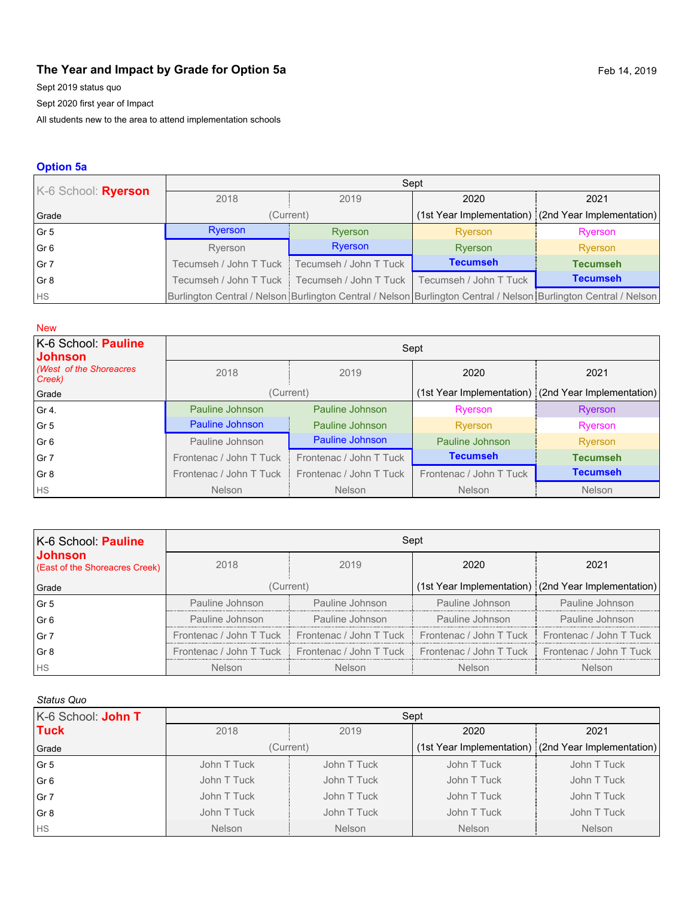## The Year and Impact by Grade for Option 5a

Feb 14, 2019

Sept 2019 status quo

Sept 2020 first year of Impact

All students new to the area to attend implementation schools

### Option 5a

| K-6 School: **Ryerson** | Sept | | | |
|---|---|---|---|---|
| | 2018 | 2019 | 2020 | 2021 |
| Grade | (Current) | | (1st Year Implementation) | (2nd Year Implementation) |
| Gr 5 | Ryerson | Ryerson | Ryerson | Ryerson |
| Gr 6 | Ryerson | Ryerson | Ryerson | Ryerson |
| Gr 7 | Tecumseh / John T Tuck | Tecumseh / John T Tuck | **Tecumseh** | **Tecumseh** |
| Gr 8 | Tecumseh / John T Tuck | Tecumseh / John T Tuck | Tecumseh / John T Tuck | **Tecumseh** |
| HS | Burlington Central / Nelson | Burlington Central / Nelson | Burlington Central / Nelson | Burlington Central / Nelson |

New

| K-6 School: **Pauline Johnson** *(West of the Shoreacres Creek)* | Sept | | | |
|---|---|---|---|---|
| | 2018 | 2019 | 2020 | 2021 |
| Grade | (Current) | | (1st Year Implementation) | (2nd Year Implementation) |
| Gr 4. | Pauline Johnson | Pauline Johnson | Ryerson | Ryerson |
| Gr 5 | Pauline Johnson | Pauline Johnson | Ryerson | Ryerson |
| Gr 6 | Pauline Johnson | Pauline Johnson | Pauline Johnson | Ryerson |
| Gr 7 | Frontenac / John T Tuck | Frontenac / John T Tuck | **Tecumseh** | **Tecumseh** |
| Gr 8 | Frontenac / John T Tuck | Frontenac / John T Tuck | Frontenac / John T Tuck | **Tecumseh** |
| HS | Nelson | Nelson | Nelson | Nelson |

| K-6 School: **Pauline Johnson** (East of the Shoreacres Creek) | Sept | | | |
|---|---|---|---|---|
| | 2018 | 2019 | 2020 | 2021 |
| Grade | (Current) | | (1st Year Implementation) | (2nd Year Implementation) |
| Gr 5 | Pauline Johnson | Pauline Johnson | Pauline Johnson | Pauline Johnson |
| Gr 6 | Pauline Johnson | Pauline Johnson | Pauline Johnson | Pauline Johnson |
| Gr 7 | Frontenac / John T Tuck | Frontenac / John T Tuck | Frontenac / John T Tuck | Frontenac / John T Tuck |
| Gr 8 | Frontenac / John T Tuck | Frontenac / John T Tuck | Frontenac / John T Tuck | Frontenac / John T Tuck |
| HS | Nelson | Nelson | Nelson | Nelson |

*Status Quo*

| K-6 School: **John T Tuck** | Sept | | | |
|---|---|---|---|---|
| | 2018 | 2019 | 2020 | 2021 |
| Grade | (Current) | | (1st Year Implementation) | (2nd Year Implementation) |
| Gr 5 | John T Tuck | John T Tuck | John T Tuck | John T Tuck |
| Gr 6 | John T Tuck | John T Tuck | John T Tuck | John T Tuck |
| Gr 7 | John T Tuck | John T Tuck | John T Tuck | John T Tuck |
| Gr 8 | John T Tuck | John T Tuck | John T Tuck | John T Tuck |
| HS | Nelson | Nelson | Nelson | Nelson |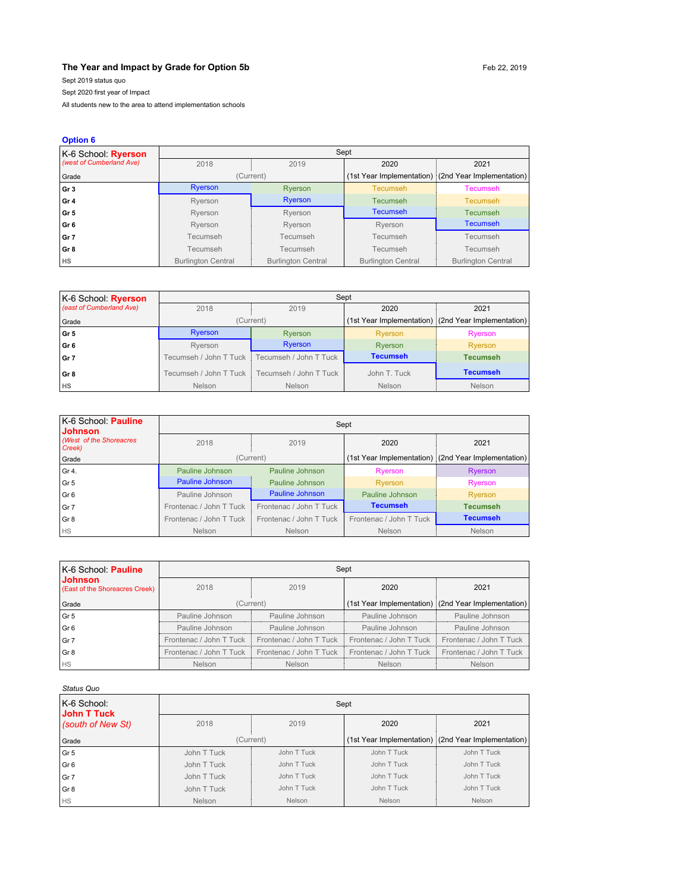**The Year and Impact by Grade for Option 5b**

Feb 22, 2019

Sept 2019 status quo

Sept 2020 first year of Impact

All students new to the area to attend implementation schools

### Option 6

| K-6 School: **Ryerson** *(west of Cumberland Ave)* | Sept | | | |
|---|---|---|---|---|
| | 2018 | 2019 | 2020 | 2021 |
| Grade | (Current) | | (1st Year Implementation) | (2nd Year Implementation) |
| **Gr 3** | Ryerson | Ryerson | Tecumseh | Tecumseh |
| **Gr 4** | Ryerson | Ryerson | Tecumseh | Tecumseh |
| **Gr 5** | Ryerson | Ryerson | Tecumseh | Tecumseh |
| **Gr 6** | Ryerson | Ryerson | Ryerson | Tecumseh |
| **Gr 7** | Tecumseh | Tecumseh | Tecumseh | Tecumseh |
| **Gr 8** | Tecumseh | Tecumseh | Tecumseh | Tecumseh |
| **HS** | Burlington Central | Burlington Central | Burlington Central | Burlington Central |

| K-6 School: **Ryerson** *(east of Cumberland Ave)* | Sept | | | |
|---|---|---|---|---|
| | 2018 | 2019 | 2020 | 2021 |
| Grade | (Current) | | (1st Year Implementation) | (2nd Year Implementation) |
| **Gr 5** | Ryerson | Ryerson | Ryerson | Ryerson |
| **Gr 6** | Ryerson | Ryerson | Ryerson | Ryerson |
| **Gr 7** | Tecumseh / John T Tuck | Tecumseh / John T Tuck | **Tecumseh** | **Tecumseh** |
| **Gr 8** | Tecumseh / John T Tuck | Tecumseh / John T Tuck | John T. Tuck | **Tecumseh** |
| **HS** | Nelson | Nelson | Nelson | Nelson |

| K-6 School: **Pauline Johnson** *(West of the Shoreacres Creek)* | Sept | | | |
|---|---|---|---|---|
| | 2018 | 2019 | 2020 | 2021 |
| Grade | (Current) | | (1st Year Implementation) | (2nd Year Implementation) |
| Gr 4. | Pauline Johnson | Pauline Johnson | Ryerson | Ryerson |
| Gr 5 | Pauline Johnson | Pauline Johnson | Ryerson | Ryerson |
| Gr 6 | Pauline Johnson | Pauline Johnson | Pauline Johnson | Ryerson |
| Gr 7 | Frontenac / John T Tuck | Frontenac / John T Tuck | **Tecumseh** | **Tecumseh** |
| Gr 8 | Frontenac / John T Tuck | Frontenac / John T Tuck | Frontenac / John T Tuck | **Tecumseh** |
| HS | Nelson | Nelson | Nelson | Nelson |

| K-6 School: **Pauline Johnson** (East of the Shoreacres Creek) | Sept | | | |
|---|---|---|---|---|
| | 2018 | 2019 | 2020 | 2021 |
| Grade | (Current) | | (1st Year Implementation) | (2nd Year Implementation) |
| Gr 5 | Pauline Johnson | Pauline Johnson | Pauline Johnson | Pauline Johnson |
| Gr 6 | Pauline Johnson | Pauline Johnson | Pauline Johnson | Pauline Johnson |
| Gr 7 | Frontenac / John T Tuck | Frontenac / John T Tuck | Frontenac / John T Tuck | Frontenac / John T Tuck |
| Gr 8 | Frontenac / John T Tuck | Frontenac / John T Tuck | Frontenac / John T Tuck | Frontenac / John T Tuck |
| HS | Nelson | Nelson | Nelson | Nelson |

*Status Quo*

| K-6 School: **John T Tuck** *(south of New St)* | Sept | | | |
|---|---|---|---|---|
| | 2018 | 2019 | 2020 | 2021 |
| Grade | (Current) | | (1st Year Implementation) | (2nd Year Implementation) |
| Gr 5 | John T Tuck | John T Tuck | John T Tuck | John T Tuck |
| Gr 6 | John T Tuck | John T Tuck | John T Tuck | John T Tuck |
| Gr 7 | John T Tuck | John T Tuck | John T Tuck | John T Tuck |
| Gr 8 | John T Tuck | John T Tuck | John T Tuck | John T Tuck |
| HS | Nelson | Nelson | Nelson | Nelson |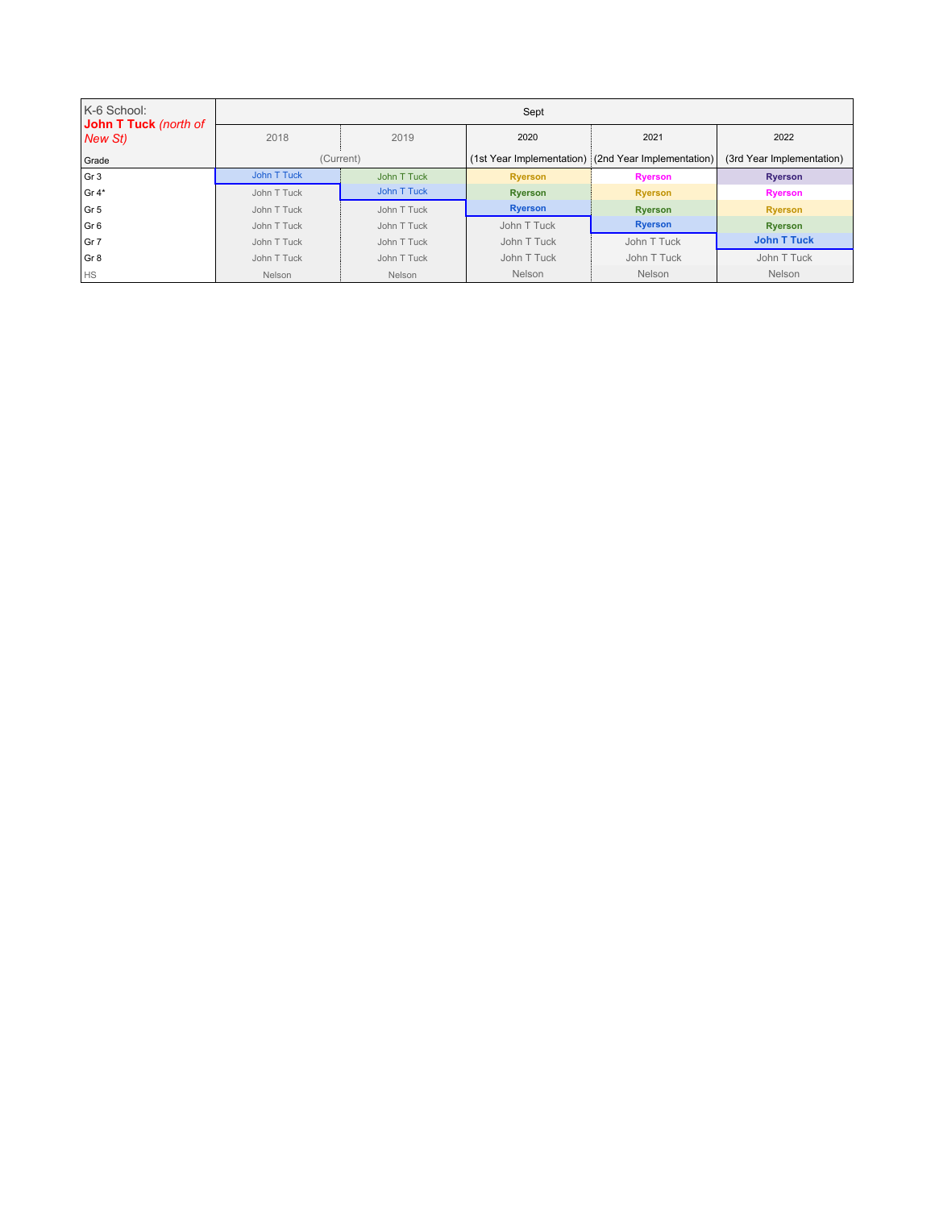| K-6 School: **John T Tuck** *(north of New St)* | Sept | | | | |
|---|---|---|---|---|---|
| | 2018 | 2019 | 2020 | 2021 | 2022 |
| Grade | (Current) | | (1st Year Implementation) | (2nd Year Implementation) | (3rd Year Implementation) |
| Gr 3 | John T Tuck | John T Tuck | **Ryerson** | **Ryerson** | **Ryerson** |
| Gr 4* | John T Tuck | John T Tuck | **Ryerson** | **Ryerson** | **Ryerson** |
| Gr 5 | John T Tuck | John T Tuck | **Ryerson** | **Ryerson** | **Ryerson** |
| Gr 6 | John T Tuck | John T Tuck | John T Tuck | **Ryerson** | **Ryerson** |
| Gr 7 | John T Tuck | John T Tuck | John T Tuck | John T Tuck | **John T Tuck** |
| Gr 8 | John T Tuck | John T Tuck | John T Tuck | John T Tuck | John T Tuck |
| HS | Nelson | Nelson | Nelson | Nelson | Nelson |